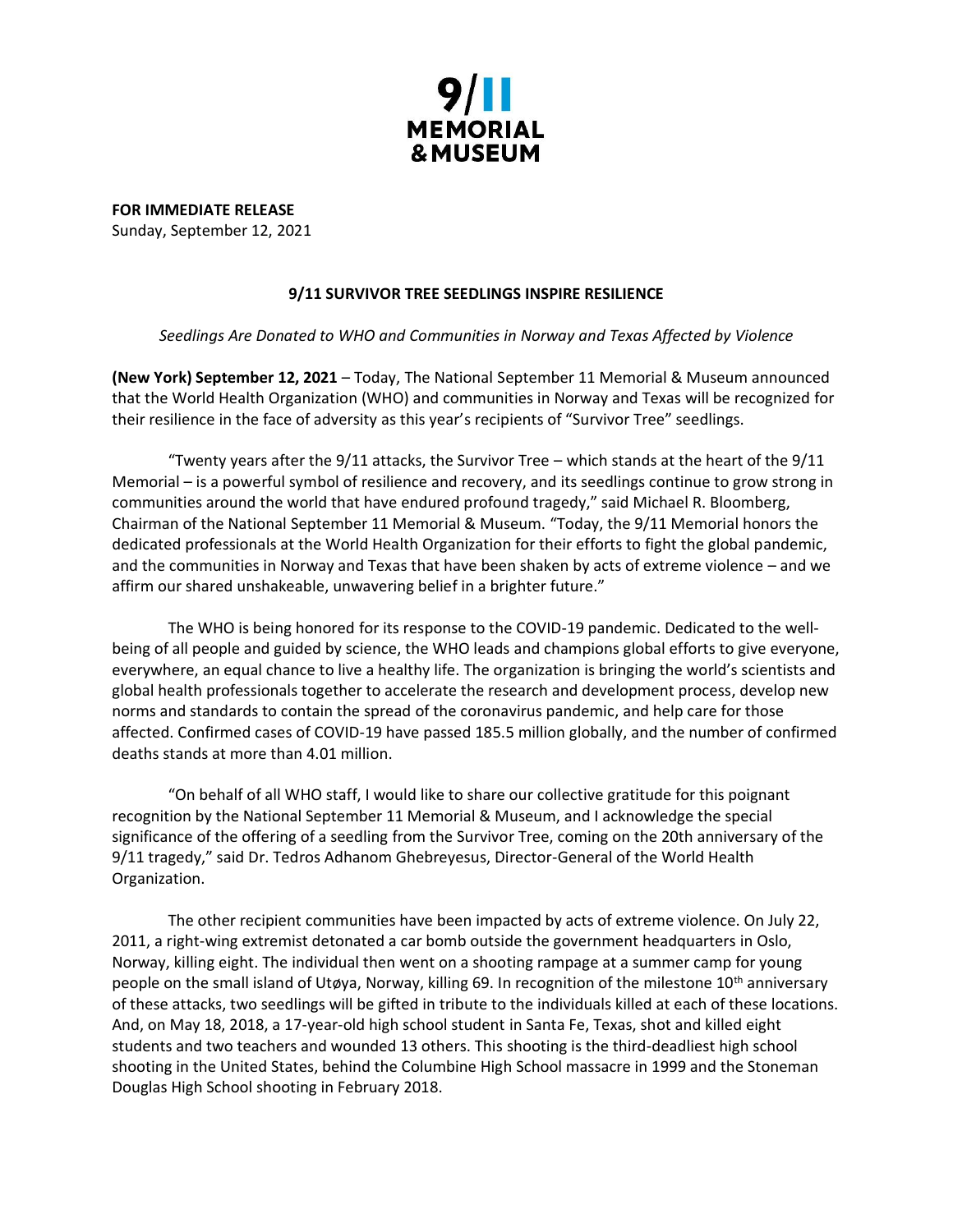9/11 MEMORIAL & MUSEUM

**FOR IMMEDIATE RELEASE**
Sunday, September 12, 2021

## 9/11 SURVIVOR TREE SEEDLINGS INSPIRE RESILIENCE

*Seedlings Are Donated to WHO and Communities in Norway and Texas Affected by Violence*

**(New York) September 12, 2021** – Today, The National September 11 Memorial & Museum announced that the World Health Organization (WHO) and communities in Norway and Texas will be recognized for their resilience in the face of adversity as this year's recipients of "Survivor Tree" seedlings.

"Twenty years after the 9/11 attacks, the Survivor Tree – which stands at the heart of the 9/11 Memorial – is a powerful symbol of resilience and recovery, and its seedlings continue to grow strong in communities around the world that have endured profound tragedy," said Michael R. Bloomberg, Chairman of the National September 11 Memorial & Museum. "Today, the 9/11 Memorial honors the dedicated professionals at the World Health Organization for their efforts to fight the global pandemic, and the communities in Norway and Texas that have been shaken by acts of extreme violence – and we affirm our shared unshakeable, unwavering belief in a brighter future."

The WHO is being honored for its response to the COVID-19 pandemic. Dedicated to the well-being of all people and guided by science, the WHO leads and champions global efforts to give everyone, everywhere, an equal chance to live a healthy life. The organization is bringing the world's scientists and global health professionals together to accelerate the research and development process, develop new norms and standards to contain the spread of the coronavirus pandemic, and help care for those affected. Confirmed cases of COVID-19 have passed 185.5 million globally, and the number of confirmed deaths stands at more than 4.01 million.

"On behalf of all WHO staff, I would like to share our collective gratitude for this poignant recognition by the National September 11 Memorial & Museum, and I acknowledge the special significance of the offering of a seedling from the Survivor Tree, coming on the 20th anniversary of the 9/11 tragedy," said Dr. Tedros Adhanom Ghebreyesus, Director-General of the World Health Organization.

The other recipient communities have been impacted by acts of extreme violence. On July 22, 2011, a right-wing extremist detonated a car bomb outside the government headquarters in Oslo, Norway, killing eight. The individual then went on a shooting rampage at a summer camp for young people on the small island of Utøya, Norway, killing 69. In recognition of the milestone 10th anniversary of these attacks, two seedlings will be gifted in tribute to the individuals killed at each of these locations. And, on May 18, 2018, a 17-year-old high school student in Santa Fe, Texas, shot and killed eight students and two teachers and wounded 13 others. This shooting is the third-deadliest high school shooting in the United States, behind the Columbine High School massacre in 1999 and the Stoneman Douglas High School shooting in February 2018.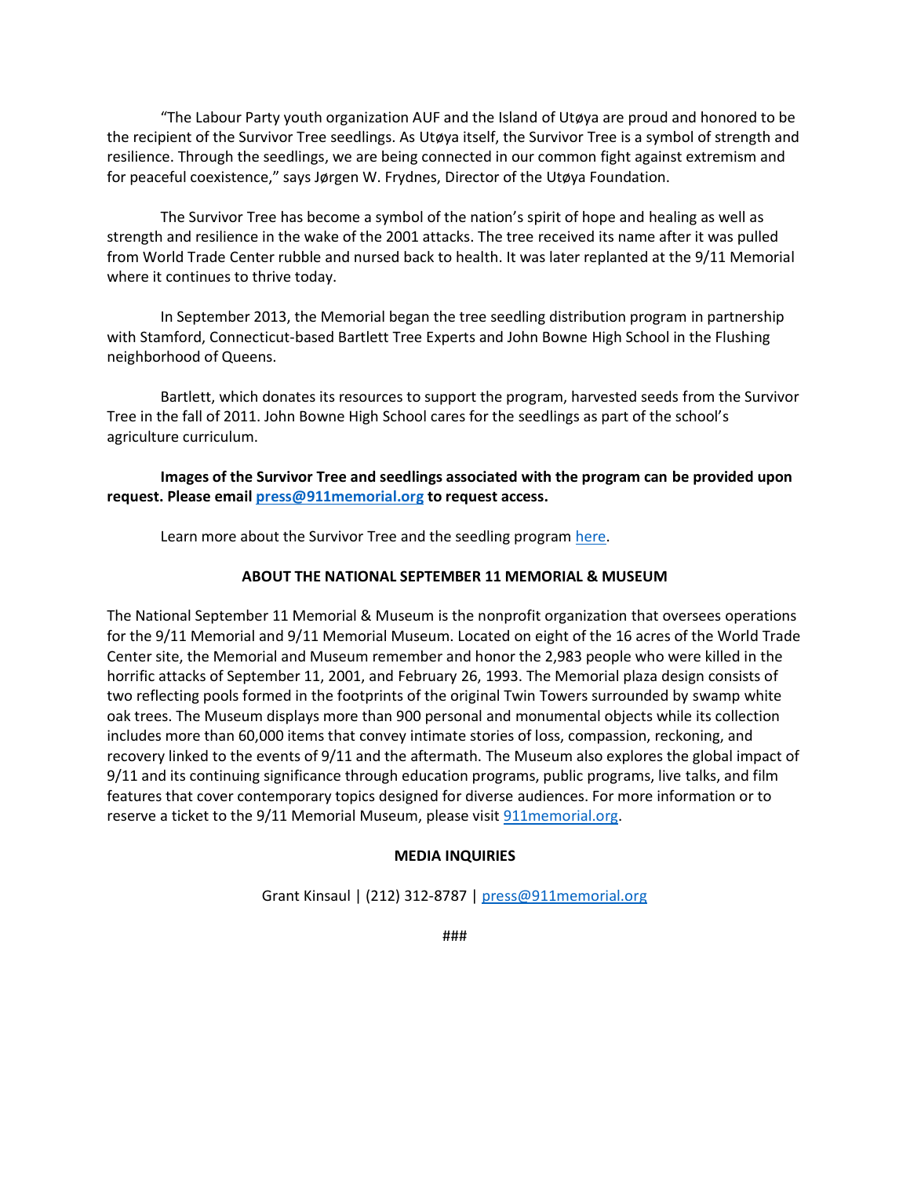"The Labour Party youth organization AUF and the Island of Utøya are proud and honored to be the recipient of the Survivor Tree seedlings. As Utøya itself, the Survivor Tree is a symbol of strength and resilience. Through the seedlings, we are being connected in our common fight against extremism and for peaceful coexistence," says Jørgen W. Frydnes, Director of the Utøya Foundation.

The Survivor Tree has become a symbol of the nation's spirit of hope and healing as well as strength and resilience in the wake of the 2001 attacks. The tree received its name after it was pulled from World Trade Center rubble and nursed back to health. It was later replanted at the 9/11 Memorial where it continues to thrive today.

In September 2013, the Memorial began the tree seedling distribution program in partnership with Stamford, Connecticut-based Bartlett Tree Experts and John Bowne High School in the Flushing neighborhood of Queens.

Bartlett, which donates its resources to support the program, harvested seeds from the Survivor Tree in the fall of 2011. John Bowne High School cares for the seedlings as part of the school's agriculture curriculum.

**Images of the Survivor Tree and seedlings associated with the program can be provided upon request. Please email [press@911memorial.org](mailto:press@911memorial.org) to request access.**

Learn more about the Survivor Tree and the seedling program [here]().

**ABOUT THE NATIONAL SEPTEMBER 11 MEMORIAL & MUSEUM**

The National September 11 Memorial & Museum is the nonprofit organization that oversees operations for the 9/11 Memorial and 9/11 Memorial Museum. Located on eight of the 16 acres of the World Trade Center site, the Memorial and Museum remember and honor the 2,983 people who were killed in the horrific attacks of September 11, 2001, and February 26, 1993. The Memorial plaza design consists of two reflecting pools formed in the footprints of the original Twin Towers surrounded by swamp white oak trees. The Museum displays more than 900 personal and monumental objects while its collection includes more than 60,000 items that convey intimate stories of loss, compassion, reckoning, and recovery linked to the events of 9/11 and the aftermath. The Museum also explores the global impact of 9/11 and its continuing significance through education programs, public programs, live talks, and film features that cover contemporary topics designed for diverse audiences. For more information or to reserve a ticket to the 9/11 Memorial Museum, please visit [911memorial.org](https://911memorial.org).

**MEDIA INQUIRIES**

Grant Kinsaul | (212) 312-8787 | [press@911memorial.org](mailto:press@911memorial.org)

###